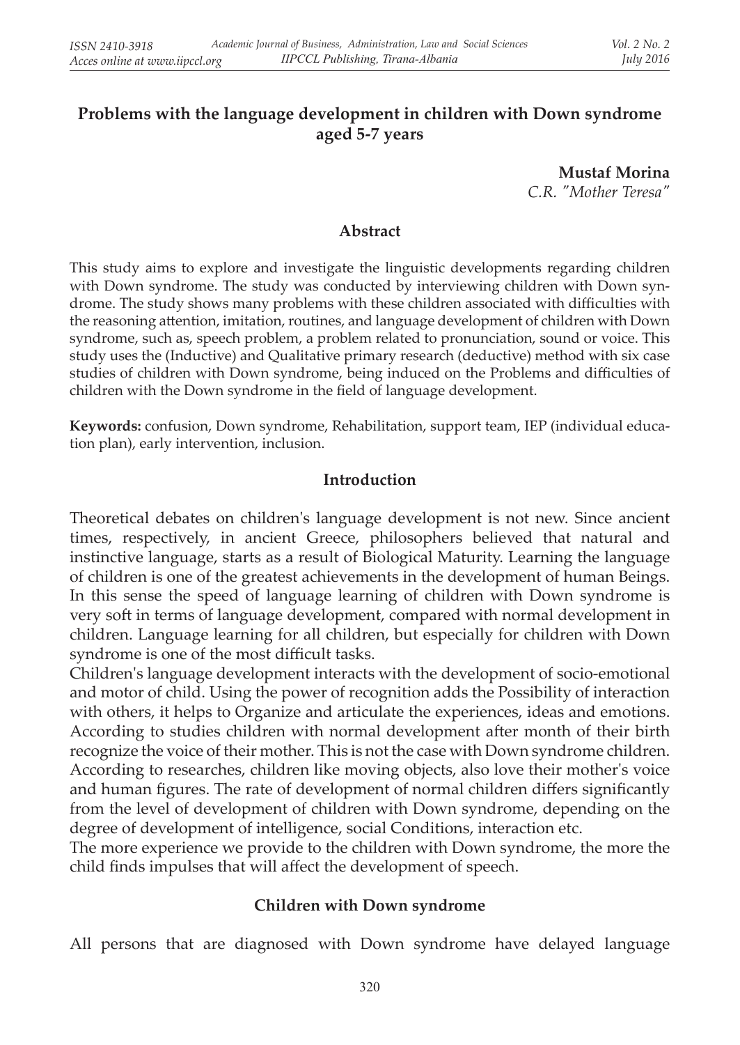# Problems with the language development in children with Down syndrome aged 5-7 years

**Mustaf Morina**
*C.R. "Mother Teresa"*

## Abstract

This study aims to explore and investigate the linguistic developments regarding children with Down syndrome. The study was conducted by interviewing children with Down syndrome. The study shows many problems with these children associated with difficulties with the reasoning attention, imitation, routines, and language development of children with Down syndrome, such as, speech problem, a problem related to pronunciation, sound or voice. This study uses the (Inductive) and Qualitative primary research (deductive) method with six case studies of children with Down syndrome, being induced on the Problems and difficulties of children with the Down syndrome in the field of language development.

**Keywords:** confusion, Down syndrome, Rehabilitation, support team, IEP (individual education plan), early intervention, inclusion.

## Introduction

Theoretical debates on children's language development is not new. Since ancient times, respectively, in ancient Greece, philosophers believed that natural and instinctive language, starts as a result of Biological Maturity. Learning the language of children is one of the greatest achievements in the development of human Beings. In this sense the speed of language learning of children with Down syndrome is very soft in terms of language development, compared with normal development in children. Language learning for all children, but especially for children with Down syndrome is one of the most difficult tasks.

Children's language development interacts with the development of socio-emotional and motor of child. Using the power of recognition adds the Possibility of interaction with others, it helps to Organize and articulate the experiences, ideas and emotions. According to studies children with normal development after month of their birth recognize the voice of their mother. This is not the case with Down syndrome children. According to researches, children like moving objects, also love their mother's voice and human figures. The rate of development of normal children differs significantly from the level of development of children with Down syndrome, depending on the degree of development of intelligence, social Conditions, interaction etc.

The more experience we provide to the children with Down syndrome, the more the child finds impulses that will affect the development of speech.

## Children with Down syndrome

All persons that are diagnosed with Down syndrome have delayed language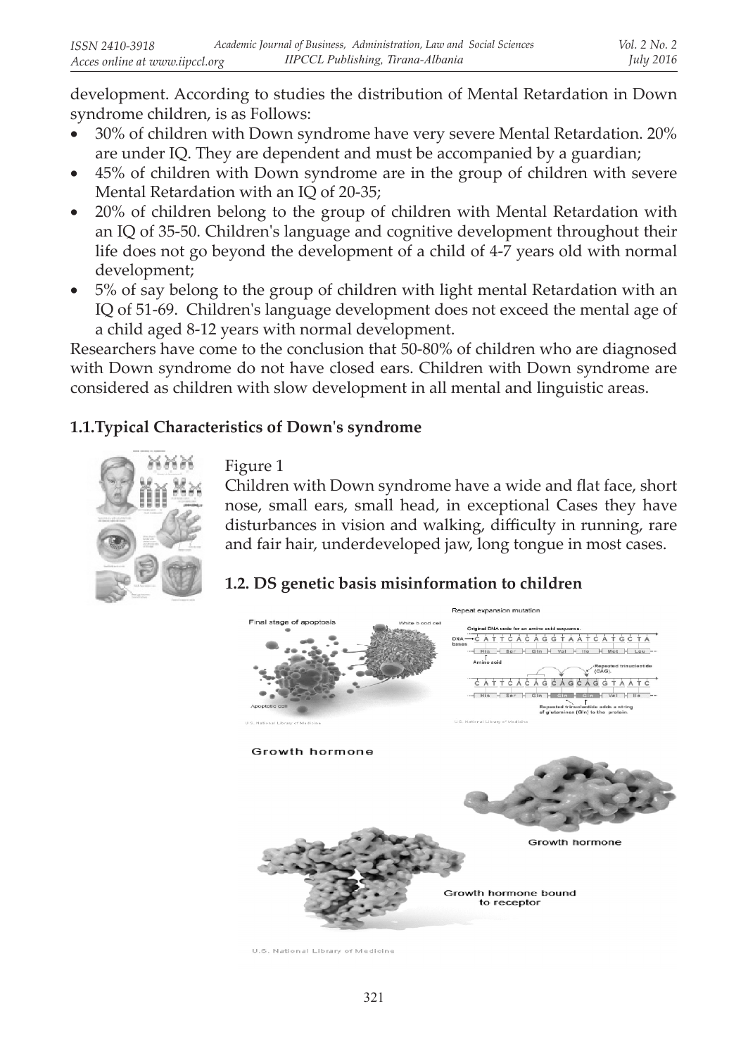development. According to studies the distribution of Mental Retardation in Down syndrome children, is as Follows:

- 30% of children with Down syndrome have very severe Mental Retardation. 20% are under IQ. They are dependent and must be accompanied by a guardian;
- 45% of children with Down syndrome are in the group of children with severe Mental Retardation with an IQ of 20-35;
- 20% of children belong to the group of children with Mental Retardation with an IQ of 35-50. Children's language and cognitive development throughout their life does not go beyond the development of a child of 4-7 years old with normal development;
- 5% of say belong to the group of children with light mental Retardation with an IQ of 51-69. Children's language development does not exceed the mental age of a child aged 8-12 years with normal development.

Researchers have come to the conclusion that 50-80% of children who are diagnosed with Down syndrome do not have closed ears. Children with Down syndrome are considered as children with slow development in all mental and linguistic areas.

### 1.1.Typical Characteristics of Down's syndrome

Figure 1

Children with Down syndrome have a wide and flat face, short nose, small ears, small head, in exceptional Cases they have disturbances in vision and walking, difficulty in running, rare and fair hair, underdeveloped jaw, long tongue in most cases.

### 1.2. DS genetic basis misinformation to children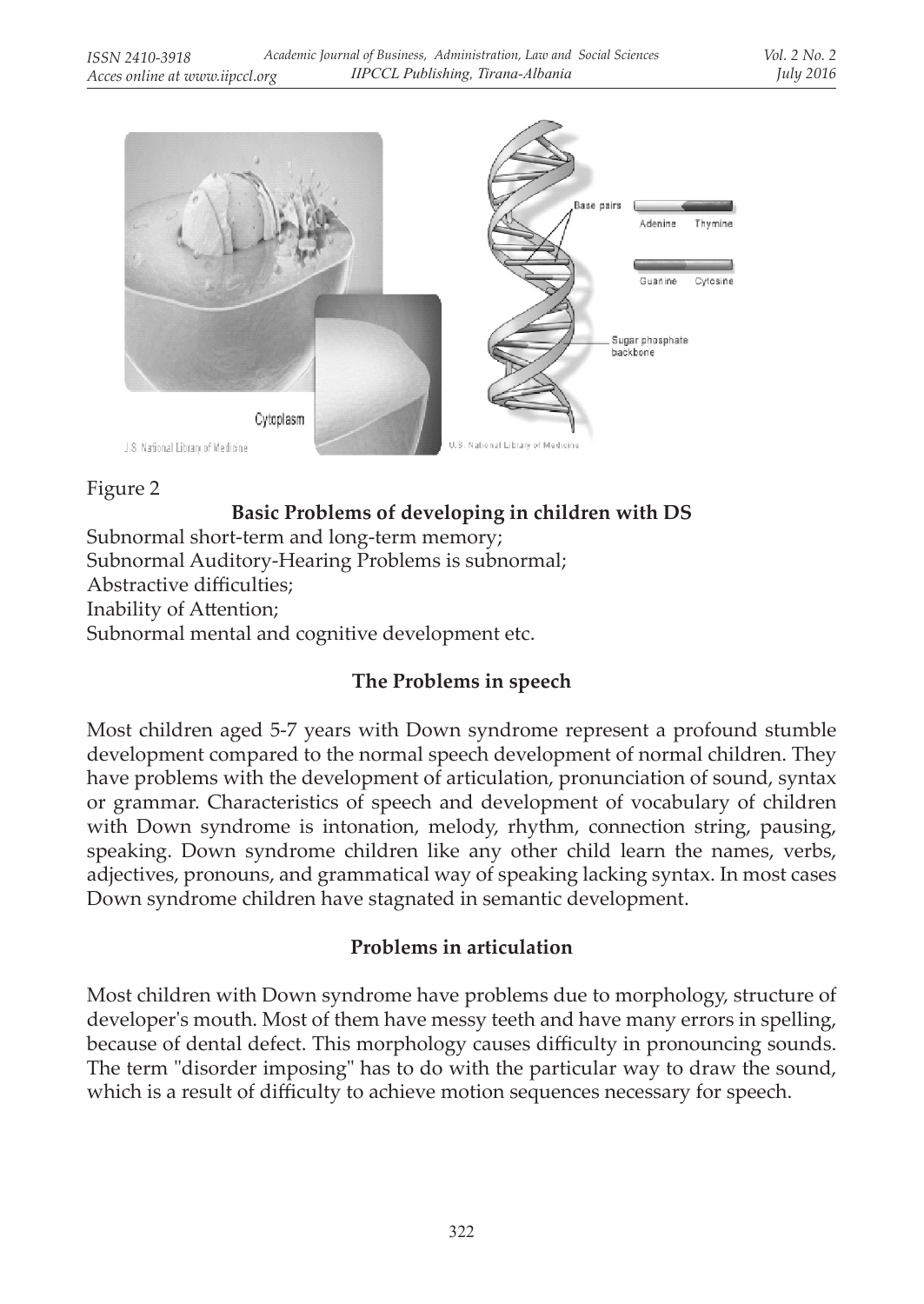Figure 2

**Basic Problems of developing in children with DS**

Subnormal short-term and long-term memory;
Subnormal Auditory-Hearing Problems is subnormal;
Abstractive difficulties;
Inability of Attention;
Subnormal mental and cognitive development etc.

## The Problems in speech

Most children aged 5-7 years with Down syndrome represent a profound stumble development compared to the normal speech development of normal children. They have problems with the development of articulation, pronunciation of sound, syntax or grammar. Characteristics of speech and development of vocabulary of children with Down syndrome is intonation, melody, rhythm, connection string, pausing, speaking. Down syndrome children like any other child learn the names, verbs, adjectives, pronouns, and grammatical way of speaking lacking syntax. In most cases Down syndrome children have stagnated in semantic development.

## Problems in articulation

Most children with Down syndrome have problems due to morphology, structure of developer's mouth. Most of them have messy teeth and have many errors in spelling, because of dental defect. This morphology causes difficulty in pronouncing sounds. The term "disorder imposing" has to do with the particular way to draw the sound, which is a result of difficulty to achieve motion sequences necessary for speech.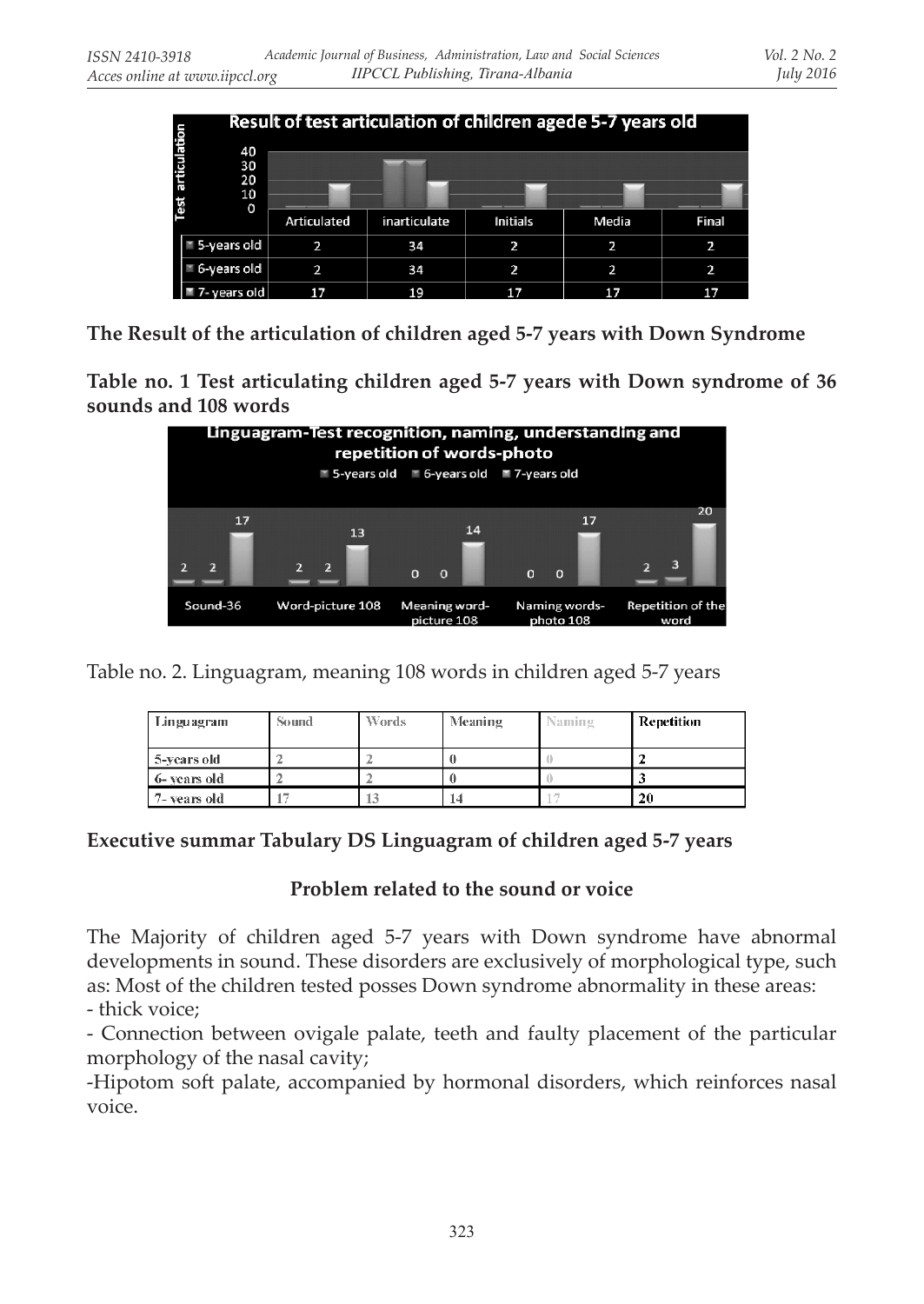| Test articulation | Articulated | inarticulate | Initials | Media | Final |
|---|---|---|---|---|---|
| 5-years old | 2 | 34 | 2 | 2 | 2 |
| 6-years old | 2 | 34 | 2 | 2 | 2 |
| 7- years old | 17 | 19 | 17 | 17 | 17 |

**The Result of the articulation of children aged 5-7 years with Down Syndrome**

**Table no. 1 Test articulating children aged 5-7 years with Down syndrome of 36 sounds and 108 words**

| Linguagram-Test recognition, naming, understanding and repetition of words-photo | 5-years old | 6-years old | 7-years old |
|---|---|---|---|
| Sound-36 | 2 | 2 | 17 |
| Word-picture 108 | 2 | 2 | 13 |
| Meaning word-picture 108 | 0 | 0 | 14 |
| Naming words-photo 108 | 0 | 0 | 17 |
| Repetition of the word | 2 | 3 | 20 |

Table no. 2. Linguagram, meaning 108 words in children aged 5-7 years

| Linguagram | Sound | Words | Meaning | Naming | Repetition |
|---|---|---|---|---|---|
| 5-years old | 2 | 2 | 0 | 0 | 2 |
| 6- years old | 2 | 2 | 0 | 0 | 3 |
| 7- years old | 17 | 13 | 14 | 17 | 20 |

**Executive summar Tabulary DS Linguagram of children aged 5-7 years**

**Problem related to the sound or voice**

The Majority of children aged 5-7 years with Down syndrome have abnormal developments in sound. These disorders are exclusively of morphological type, such as: Most of the children tested posses Down syndrome abnormality in these areas:

- thick voice;
- Connection between ovigale palate, teeth and faulty placement of the particular morphology of the nasal cavity;
- Hipotom soft palate, accompanied by hormonal disorders, which reinforces nasal voice.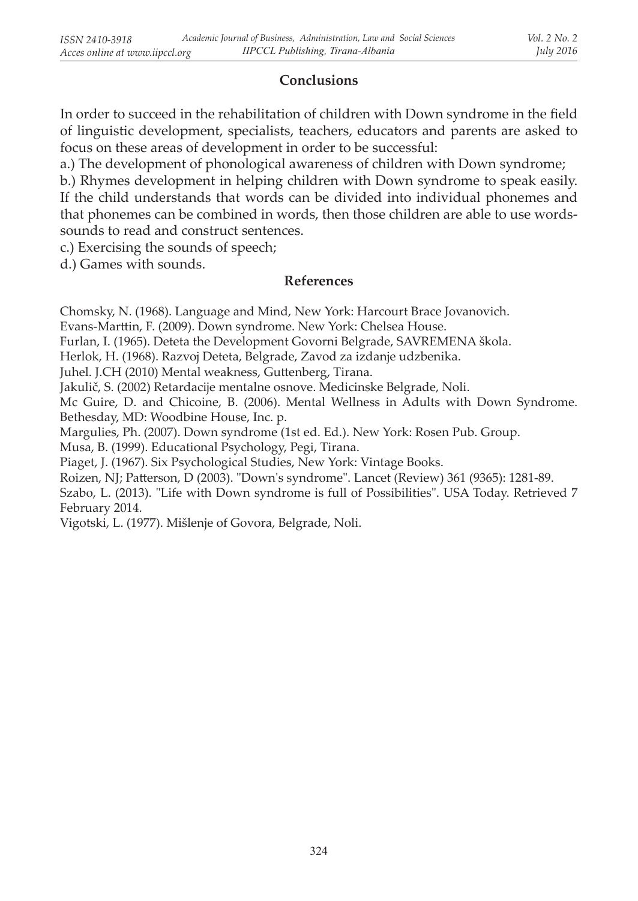## Conclusions

In order to succeed in the rehabilitation of children with Down syndrome in the field of linguistic development, specialists, teachers, educators and parents are asked to focus on these areas of development in order to be successful:

a.) The development of phonological awareness of children with Down syndrome;

b.) Rhymes development in helping children with Down syndrome to speak easily. If the child understands that words can be divided into individual phonemes and that phonemes can be combined in words, then those children are able to use words-sounds to read and construct sentences.

c.) Exercising the sounds of speech;

d.) Games with sounds.

## References

Chomsky, N. (1968). Language and Mind, New York: Harcourt Brace Jovanovich.

Evans-Marttin, F. (2009). Down syndrome. New York: Chelsea House.

Furlan, I. (1965). Deteta the Development Govorni Belgrade, SAVREMENA škola.

Herlok, H. (1968). Razvoj Deteta, Belgrade, Zavod za izdanje udzbenika.

Juhel. J.CH (2010) Mental weakness, Guttenberg, Tirana.

Jakulič, S. (2002) Retardacije mentalne osnove. Medicinske Belgrade, Noli.

Mc Guire, D. and Chicoine, B. (2006). Mental Wellness in Adults with Down Syndrome. Bethesday, MD: Woodbine House, Inc. p.

Margulies, Ph. (2007). Down syndrome (1st ed. Ed.). New York: Rosen Pub. Group.

Musa, B. (1999). Educational Psychology, Pegi, Tirana.

Piaget, J. (1967). Six Psychological Studies, New York: Vintage Books.

Roizen, NJ; Patterson, D (2003). "Down's syndrome". Lancet (Review) 361 (9365): 1281-89.

Szabo, L. (2013). "Life with Down syndrome is full of Possibilities". USA Today. Retrieved 7 February 2014.

Vigotski, L. (1977). Mišlenje of Govora, Belgrade, Noli.